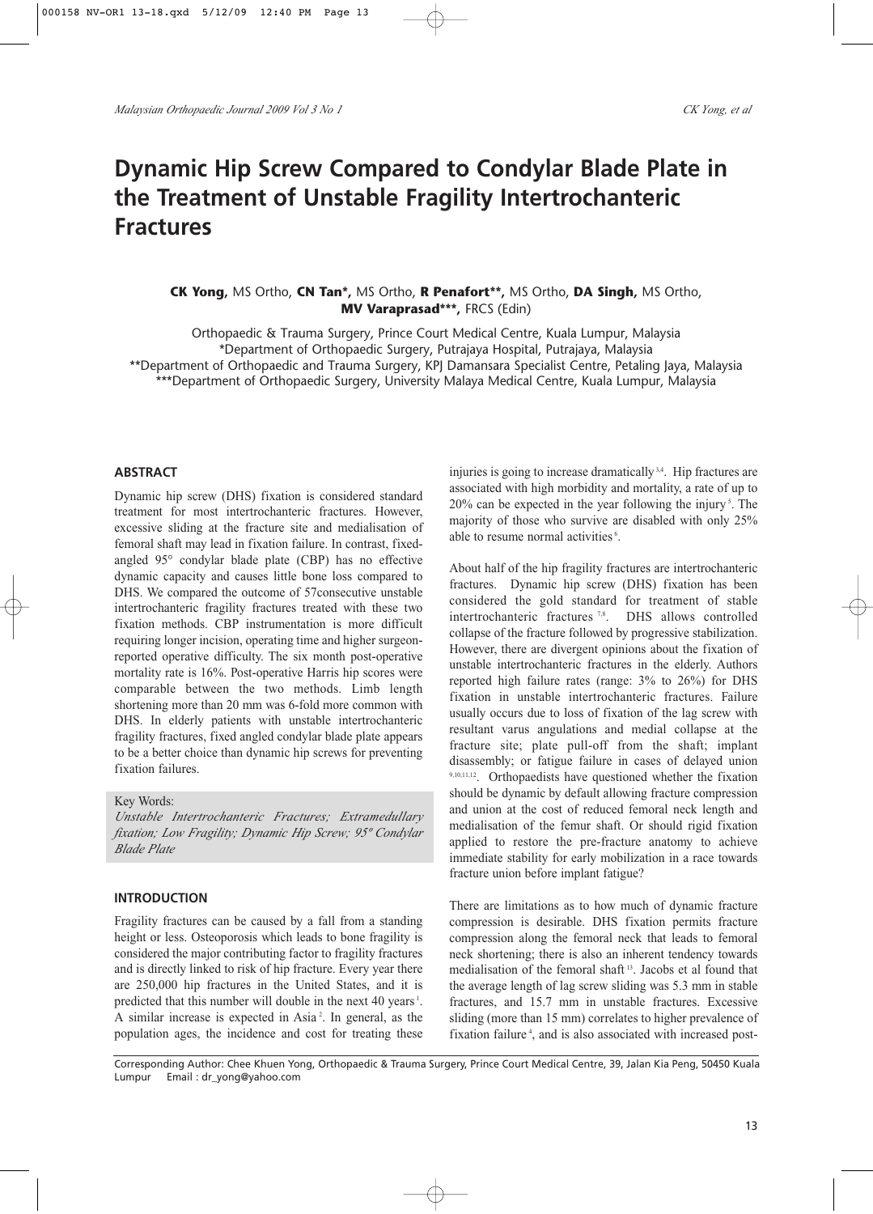# Dynamic Hip Screw Compared to Condylar Blade Plate in the Treatment of Unstable Fragility Intertrochanteric Fractures

**CK Yong,** MS Ortho, **CN Tan\*,** MS Ortho, **R Penafort\*\*,** MS Ortho, **DA Singh,** MS Ortho, **MV Varaprasad\*\*\*,** FRCS (Edin)

Orthopaedic & Trauma Surgery, Prince Court Medical Centre, Kuala Lumpur, Malaysia
\*Department of Orthopaedic Surgery, Putrajaya Hospital, Putrajaya, Malaysia
\*\*Department of Orthopaedic and Trauma Surgery, KPJ Damansara Specialist Centre, Petaling Jaya, Malaysia
\*\*\*Department of Orthopaedic Surgery, University Malaya Medical Centre, Kuala Lumpur, Malaysia

## ABSTRACT

Dynamic hip screw (DHS) fixation is considered standard treatment for most intertrochanteric fractures. However, excessive sliding at the fracture site and medialisation of femoral shaft may lead in fixation failure. In contrast, fixed-angled 95° condylar blade plate (CBP) has no effective dynamic capacity and causes little bone loss compared to DHS. We compared the outcome of 57consecutive unstable intertrochanteric fragility fractures treated with these two fixation methods. CBP instrumentation is more difficult requiring longer incision, operating time and higher surgeon-reported operative difficulty. The six month post-operative mortality rate is 16%. Post-operative Harris hip scores were comparable between the two methods. Limb length shortening more than 20 mm was 6-fold more common with DHS. In elderly patients with unstable intertrochanteric fragility fractures, fixed angled condylar blade plate appears to be a better choice than dynamic hip screws for preventing fixation failures.

Key Words:
*Unstable Intertrochanteric Fractures; Extramedullary fixation; Low Fragility; Dynamic Hip Screw; 95º Condylar Blade Plate*

## INTRODUCTION

Fragility fractures can be caused by a fall from a standing height or less. Osteoporosis which leads to bone fragility is considered the major contributing factor to fragility fractures and is directly linked to risk of hip fracture. Every year there are 250,000 hip fractures in the United States, and it is predicted that this number will double in the next 40 years[1]. A similar increase is expected in Asia[2]. In general, as the population ages, the incidence and cost for treating these injuries is going to increase dramatically[3,4]. Hip fractures are associated with high morbidity and mortality, a rate of up to 20% can be expected in the year following the injury[5]. The majority of those who survive are disabled with only 25% able to resume normal activities[6].

About half of the hip fragility fractures are intertrochanteric fractures. Dynamic hip screw (DHS) fixation has been considered the gold standard for treatment of stable intertrochanteric fractures[7,8]. DHS allows controlled collapse of the fracture followed by progressive stabilization. However, there are divergent opinions about the fixation of unstable intertrochanteric fractures in the elderly. Authors reported high failure rates (range: 3% to 26%) for DHS fixation in unstable intertrochanteric fractures. Failure usually occurs due to loss of fixation of the lag screw with resultant varus angulations and medial collapse at the fracture site; plate pull-off from the shaft; implant disassembly; or fatigue failure in cases of delayed union[9,10,11,12]. Orthopaedists have questioned whether the fixation should be dynamic by default allowing fracture compression and union at the cost of reduced femoral neck length and medialisation of the femur shaft. Or should rigid fixation applied to restore the pre-fracture anatomy to achieve immediate stability for early mobilization in a race towards fracture union before implant fatigue?

There are limitations as to how much of dynamic fracture compression is desirable. DHS fixation permits fracture compression along the femoral neck that leads to femoral neck shortening; there is also an inherent tendency towards medialisation of the femoral shaft[13]. Jacobs et al found that the average length of lag screw sliding was 5.3 mm in stable fractures, and 15.7 mm in unstable fractures. Excessive sliding (more than 15 mm) correlates to higher prevalence of fixation failure[4], and is also associated with increased post-

Corresponding Author: Chee Khuen Yong, Orthopaedic & Trauma Surgery, Prince Court Medical Centre, 39, Jalan Kia Peng, 50450 Kuala Lumpur Email : dr_yong@yahoo.com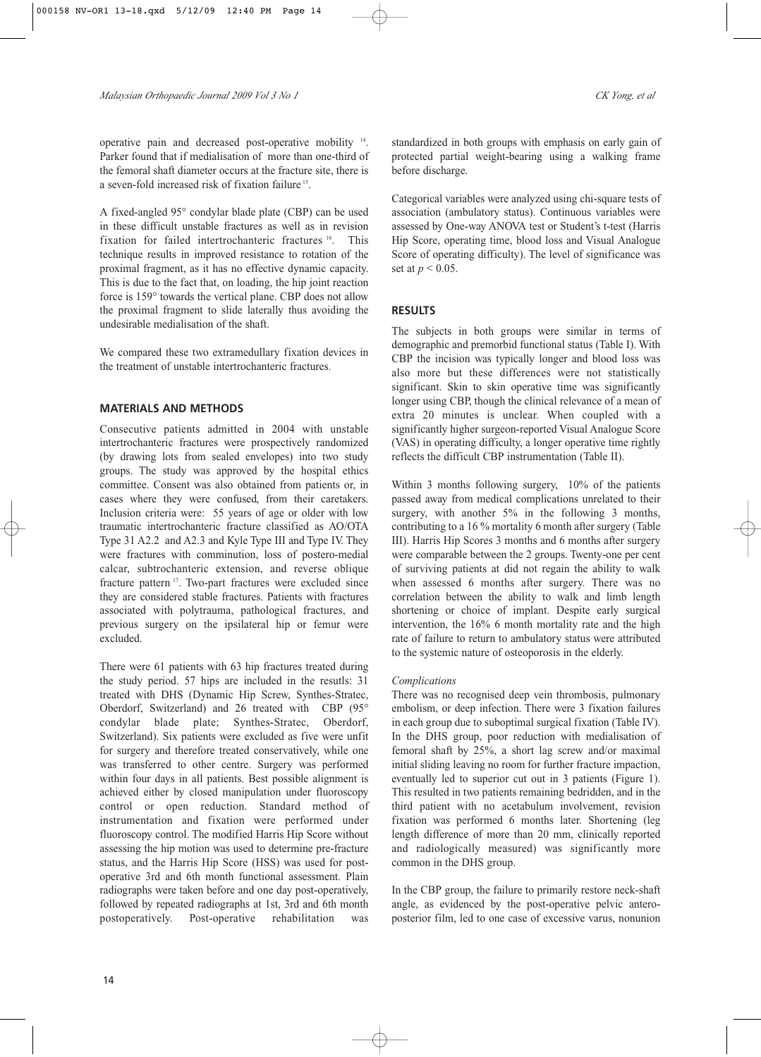operative pain and decreased post-operative mobility [14]. Parker found that if medialisation of more than one-third of the femoral shaft diameter occurs at the fracture site, there is a seven-fold increased risk of fixation failure [15].

A fixed-angled 95° condylar blade plate (CBP) can be used in these difficult unstable fractures as well as in revision fixation for failed intertrochanteric fractures [16]. This technique results in improved resistance to rotation of the proximal fragment, as it has no effective dynamic capacity. This is due to the fact that, on loading, the hip joint reaction force is 159° towards the vertical plane. CBP does not allow the proximal fragment to slide laterally thus avoiding the undesirable medialisation of the shaft.

We compared these two extramedullary fixation devices in the treatment of unstable intertrochanteric fractures.

## MATERIALS AND METHODS

Consecutive patients admitted in 2004 with unstable intertrochanteric fractures were prospectively randomized (by drawing lots from sealed envelopes) into two study groups. The study was approved by the hospital ethics committee. Consent was also obtained from patients or, in cases where they were confused, from their caretakers. Inclusion criteria were: 55 years of age or older with low traumatic intertrochanteric fracture classified as AO/OTA Type 31 A2.2 and A2.3 and Kyle Type III and Type IV. They were fractures with comminution, loss of postero-medial calcar, subtrochanteric extension, and reverse oblique fracture pattern [17]. Two-part fractures were excluded since they are considered stable fractures. Patients with fractures associated with polytrauma, pathological fractures, and previous surgery on the ipsilateral hip or femur were excluded.

There were 61 patients with 63 hip fractures treated during the study period. 57 hips are included in the resutls: 31 treated with DHS (Dynamic Hip Screw, Synthes-Stratec, Oberdorf, Switzerland) and 26 treated with CBP (95° condylar blade plate; Synthes-Stratec, Oberdorf, Switzerland). Six patients were excluded as five were unfit for surgery and therefore treated conservatively, while one was transferred to other centre. Surgery was performed within four days in all patients. Best possible alignment is achieved either by closed manipulation under fluoroscopy control or open reduction. Standard method of instrumentation and fixation were performed under fluoroscopy control. The modified Harris Hip Score without assessing the hip motion was used to determine pre-fracture status, and the Harris Hip Score (HSS) was used for post-operative 3rd and 6th month functional assessment. Plain radiographs were taken before and one day post-operatively, followed by repeated radiographs at 1st, 3rd and 6th month postoperatively. Post-operative rehabilitation was standardized in both groups with emphasis on early gain of protected partial weight-bearing using a walking frame before discharge.

Categorical variables were analyzed using chi-square tests of association (ambulatory status). Continuous variables were assessed by One-way ANOVA test or Student's t-test (Harris Hip Score, operating time, blood loss and Visual Analogue Score of operating difficulty). The level of significance was set at $p < 0.05$.

## RESULTS

The subjects in both groups were similar in terms of demographic and premorbid functional status (Table I). With CBP the incision was typically longer and blood loss was also more but these differences were not statistically significant. Skin to skin operative time was significantly longer using CBP, though the clinical relevance of a mean of extra 20 minutes is unclear. When coupled with a significantly higher surgeon-reported Visual Analogue Score (VAS) in operating difficulty, a longer operative time rightly reflects the difficult CBP instrumentation (Table II).

Within 3 months following surgery, 10% of the patients passed away from medical complications unrelated to their surgery, with another 5% in the following 3 months, contributing to a 16 % mortality 6 month after surgery (Table III). Harris Hip Scores 3 months and 6 months after surgery were comparable between the 2 groups. Twenty-one per cent of surviving patients at did not regain the ability to walk when assessed 6 months after surgery. There was no correlation between the ability to walk and limb length shortening or choice of implant. Despite early surgical intervention, the 16% 6 month mortality rate and the high rate of failure to return to ambulatory status were attributed to the systemic nature of osteoporosis in the elderly.

### *Complications*

There was no recognised deep vein thrombosis, pulmonary embolism, or deep infection. There were 3 fixation failures in each group due to suboptimal surgical fixation (Table IV). In the DHS group, poor reduction with medialisation of femoral shaft by 25%, a short lag screw and/or maximal initial sliding leaving no room for further fracture impaction, eventually led to superior cut out in 3 patients (Figure 1). This resulted in two patients remaining bedridden, and in the third patient with no acetabulum involvement, revision fixation was performed 6 months later. Shortening (leg length difference of more than 20 mm, clinically reported and radiologically measured) was significantly more common in the DHS group.

In the CBP group, the failure to primarily restore neck-shaft angle, as evidenced by the post-operative pelvic antero-posterior film, led to one case of excessive varus, nonunion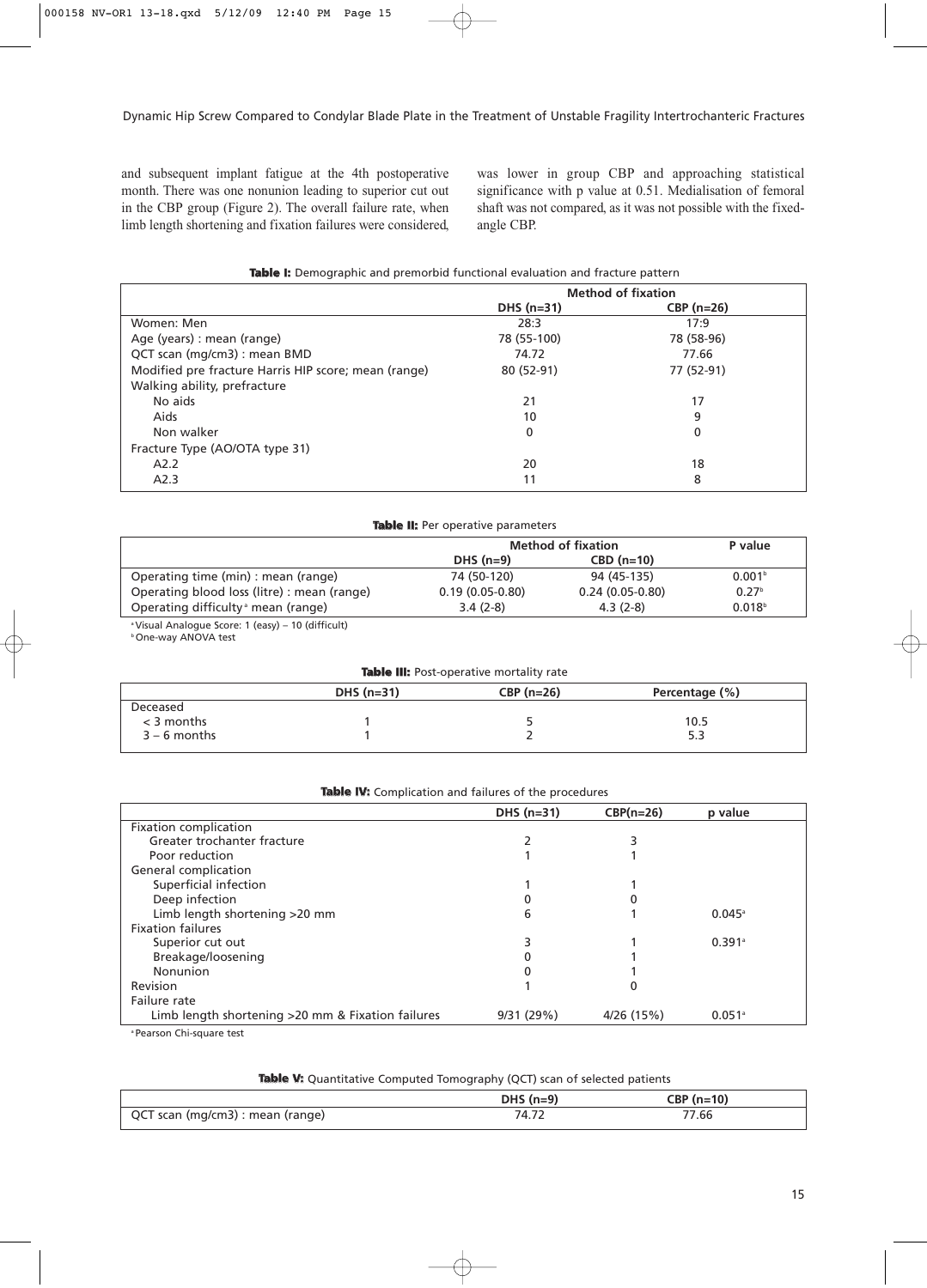and subsequent implant fatigue at the 4th postoperative month. There was one nonunion leading to superior cut out in the CBP group (Figure 2). The overall failure rate, when limb length shortening and fixation failures were considered, was lower in group CBP and approaching statistical significance with p value at 0.51. Medialisation of femoral shaft was not compared, as it was not possible with the fixed-angle CBP.

**Table I:** Demographic and premorbid functional evaluation and fracture pattern

| | Method of fixation | |
|---|---|---|
| | DHS (n=31) | CBP (n=26) |
| Women: Men | 28:3 | 17:9 |
| Age (years) : mean (range) | 78 (55-100) | 78 (58-96) |
| QCT scan (mg/cm3) : mean BMD | 74.72 | 77.66 |
| Modified pre fracture Harris HIP score; mean (range) | 80 (52-91) | 77 (52-91) |
| Walking ability, prefracture | | |
| No aids | 21 | 17 |
| Aids | 10 | 9 |
| Non walker | 0 | 0 |
| Fracture Type (AO/OTA type 31) | | |
| A2.2 | 20 | 18 |
| A2.3 | 11 | 8 |

**Table II:** Per operative parameters

| | Method of fixation | | P value |
|---|---|---|---|
| | DHS (n=9) | CBD (n=10) | |
| Operating time (min) : mean (range) | 74 (50-120) | 94 (45-135) | 0.001[b] |
| Operating blood loss (litre) : mean (range) | 0.19 (0.05-0.80) | 0.24 (0.05-0.80) | 0.27[b] |
| Operating difficulty[a] mean (range) | 3.4 (2-8) | 4.3 (2-8) | 0.018[b] |

[a] Visual Analogue Score: 1 (easy) – 10 (difficult)
[b] One-way ANOVA test

**Table III:** Post-operative mortality rate

| | DHS (n=31) | CBP (n=26) | Percentage (%) |
|---|---|---|---|
| Deceased | | | |
| < 3 months | 1 | 5 | 10.5 |
| 3 – 6 months | 1 | 2 | 5.3 |

**Table IV:** Complication and failures of the procedures

| | DHS (n=31) | CBP(n=26) | p value |
|---|---|---|---|
| Fixation complication | | | |
| Greater trochanter fracture | 2 | 3 | |
| Poor reduction | 1 | 1 | |
| General complication | | | |
| Superficial infection | 1 | 1 | |
| Deep infection | 0 | 0 | |
| Limb length shortening >20 mm | 6 | 1 | 0.045[a] |
| Fixation failures | | | |
| Superior cut out | 3 | 1 | 0.391[a] |
| Breakage/loosening | 0 | 1 | |
| Nonunion | 0 | 1 | |
| Revision | 1 | 0 | |
| Failure rate | | | |
| Limb length shortening >20 mm & Fixation failures | 9/31 (29%) | 4/26 (15%) | 0.051[a] |

[a] Pearson Chi-square test

**Table V:** Quantitative Computed Tomography (QCT) scan of selected patients

| | DHS (n=9) | CBP (n=10) |
|---|---|---|
| QCT scan (mg/cm3) : mean (range) | 74.72 | 77.66 |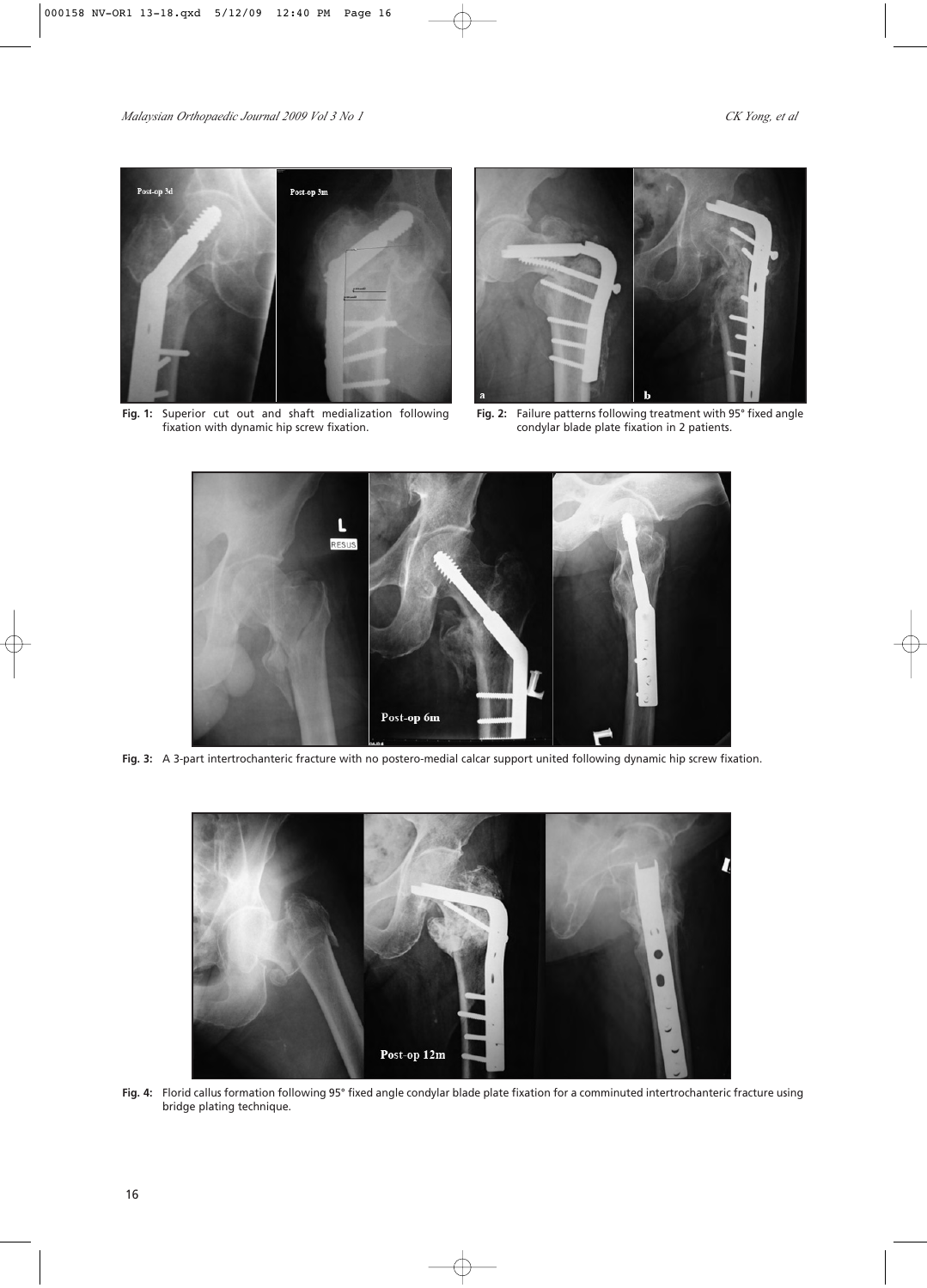**Fig. 1:** Superior cut out and shaft medialization following fixation with dynamic hip screw fixation.

**Fig. 2:** Failure patterns following treatment with 95° fixed angle condylar blade plate fixation in 2 patients.

**Fig. 3:** A 3-part intertrochanteric fracture with no postero-medial calcar support united following dynamic hip screw fixation.

**Fig. 4:** Florid callus formation following 95° fixed angle condylar blade plate fixation for a comminuted intertrochanteric fracture using bridge plating technique.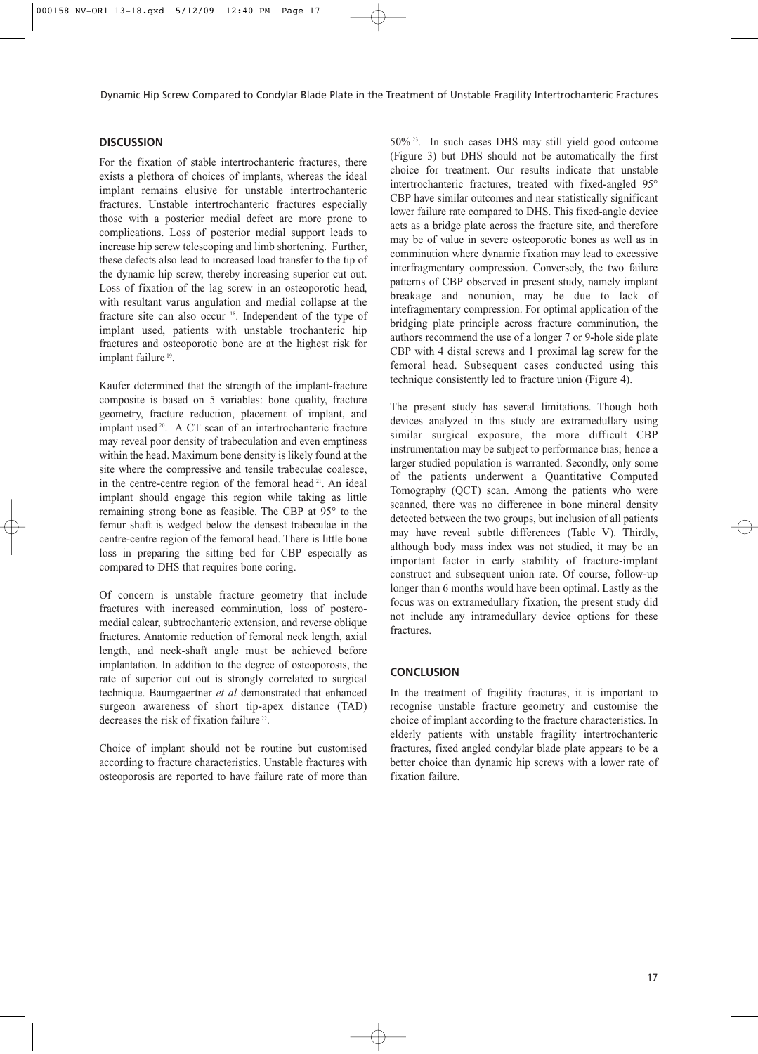## DISCUSSION

For the fixation of stable intertrochanteric fractures, there exists a plethora of choices of implants, whereas the ideal implant remains elusive for unstable intertrochanteric fractures. Unstable intertrochanteric fractures especially those with a posterior medial defect are more prone to complications. Loss of posterior medial support leads to increase hip screw telescoping and limb shortening. Further, these defects also lead to increased load transfer to the tip of the dynamic hip screw, thereby increasing superior cut out. Loss of fixation of the lag screw in an osteoporotic head, with resultant varus angulation and medial collapse at the fracture site can also occur [18]. Independent of the type of implant used, patients with unstable trochanteric hip fractures and osteoporotic bone are at the highest risk for implant failure [19].

Kaufer determined that the strength of the implant-fracture composite is based on 5 variables: bone quality, fracture geometry, fracture reduction, placement of implant, and implant used [20]. A CT scan of an intertrochanteric fracture may reveal poor density of trabeculation and even emptiness within the head. Maximum bone density is likely found at the site where the compressive and tensile trabeculae coalesce, in the centre-centre region of the femoral head [21]. An ideal implant should engage this region while taking as little remaining strong bone as feasible. The CBP at 95° to the femur shaft is wedged below the densest trabeculae in the centre-centre region of the femoral head. There is little bone loss in preparing the sitting bed for CBP especially as compared to DHS that requires bone coring.

Of concern is unstable fracture geometry that include fractures with increased comminution, loss of postero-medial calcar, subtrochanteric extension, and reverse oblique fractures. Anatomic reduction of femoral neck length, axial length, and neck-shaft angle must be achieved before implantation. In addition to the degree of osteoporosis, the rate of superior cut out is strongly correlated to surgical technique. Baumgaertner *et al* demonstrated that enhanced surgeon awareness of short tip-apex distance (TAD) decreases the risk of fixation failure [22].

Choice of implant should not be routine but customised according to fracture characteristics. Unstable fractures with osteoporosis are reported to have failure rate of more than 50% [23]. In such cases DHS may still yield good outcome (Figure 3) but DHS should not be automatically the first choice for treatment. Our results indicate that unstable intertrochanteric fractures, treated with fixed-angled 95° CBP have similar outcomes and near statistically significant lower failure rate compared to DHS. This fixed-angle device acts as a bridge plate across the fracture site, and therefore may be of value in severe osteoporotic bones as well as in comminution where dynamic fixation may lead to excessive interfragmentary compression. Conversely, the two failure patterns of CBP observed in present study, namely implant breakage and nonunion, may be due to lack of intefragmentary compression. For optimal application of the bridging plate principle across fracture comminution, the authors recommend the use of a longer 7 or 9-hole side plate CBP with 4 distal screws and 1 proximal lag screw for the femoral head. Subsequent cases conducted using this technique consistently led to fracture union (Figure 4).

The present study has several limitations. Though both devices analyzed in this study are extramedullary using similar surgical exposure, the more difficult CBP instrumentation may be subject to performance bias; hence a larger studied population is warranted. Secondly, only some of the patients underwent a Quantitative Computed Tomography (QCT) scan. Among the patients who were scanned, there was no difference in bone mineral density detected between the two groups, but inclusion of all patients may have reveal subtle differences (Table V). Thirdly, although body mass index was not studied, it may be an important factor in early stability of fracture-implant construct and subsequent union rate. Of course, follow-up longer than 6 months would have been optimal. Lastly as the focus was on extramedullary fixation, the present study did not include any intramedullary device options for these fractures.

## CONCLUSION

In the treatment of fragility fractures, it is important to recognise unstable fracture geometry and customise the choice of implant according to the fracture characteristics. In elderly patients with unstable fragility intertrochanteric fractures, fixed angled condylar blade plate appears to be a better choice than dynamic hip screws with a lower rate of fixation failure.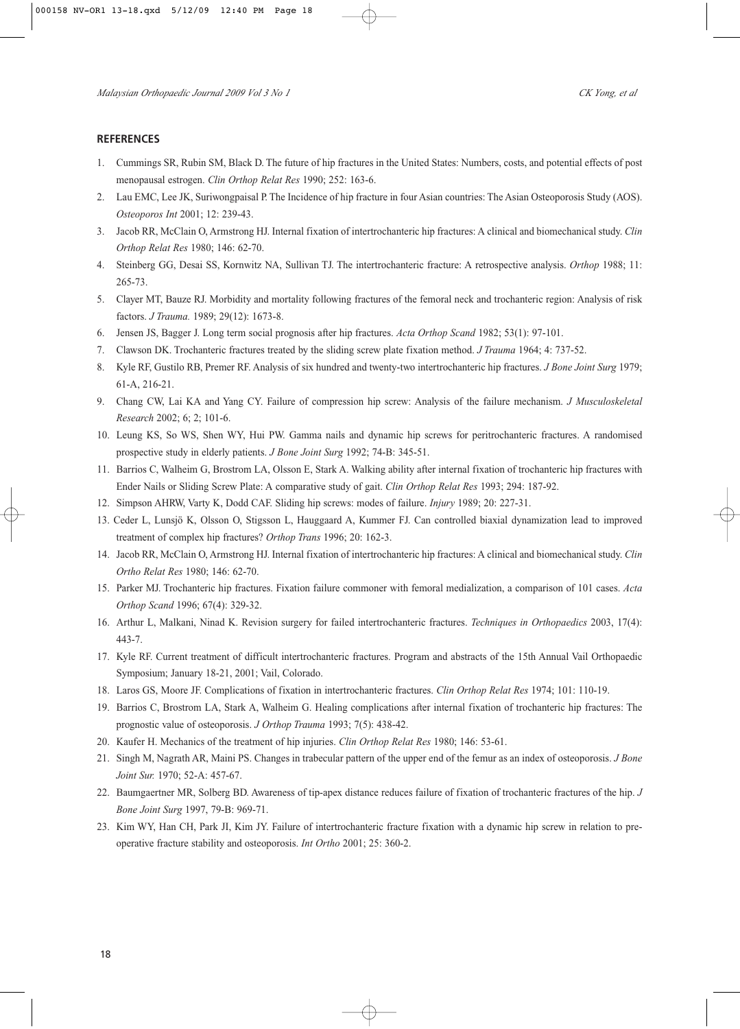## REFERENCES

1. Cummings SR, Rubin SM, Black D. The future of hip fractures in the United States: Numbers, costs, and potential effects of post menopausal estrogen. *Clin Orthop Relat Res* 1990; 252: 163-6.
2. Lau EMC, Lee JK, Suriwongpaisal P. The Incidence of hip fracture in four Asian countries: The Asian Osteoporosis Study (AOS). *Osteoporos Int* 2001; 12: 239-43.
3. Jacob RR, McClain O, Armstrong HJ. Internal fixation of intertrochanteric hip fractures: A clinical and biomechanical study. *Clin Orthop Relat Res* 1980; 146: 62-70.
4. Steinberg GG, Desai SS, Kornwitz NA, Sullivan TJ. The intertrochanteric fracture: A retrospective analysis. *Orthop* 1988; 11: 265-73.
5. Clayer MT, Bauze RJ. Morbidity and mortality following fractures of the femoral neck and trochanteric region: Analysis of risk factors. *J Trauma.* 1989; 29(12): 1673-8.
6. Jensen JS, Bagger J. Long term social prognosis after hip fractures. *Acta Orthop Scand* 1982; 53(1): 97-101.
7. Clawson DK. Trochanteric fractures treated by the sliding screw plate fixation method. *J Trauma* 1964; 4: 737-52.
8. Kyle RF, Gustilo RB, Premer RF. Analysis of six hundred and twenty-two intertrochanteric hip fractures. *J Bone Joint Surg* 1979; 61-A, 216-21.
9. Chang CW, Lai KA and Yang CY. Failure of compression hip screw: Analysis of the failure mechanism. *J Musculoskeletal Research* 2002; 6; 2; 101-6.
10. Leung KS, So WS, Shen WY, Hui PW. Gamma nails and dynamic hip screws for peritrochanteric fractures. A randomised prospective study in elderly patients. *J Bone Joint Surg* 1992; 74-B: 345-51.
11. Barrios C, Walheim G, Brostrom LA, Olsson E, Stark A. Walking ability after internal fixation of trochanteric hip fractures with Ender Nails or Sliding Screw Plate: A comparative study of gait. *Clin Orthop Relat Res* 1993; 294: 187-92.
12. Simpson AHRW, Varty K, Dodd CAF. Sliding hip screws: modes of failure. *Injury* 1989; 20: 227-31.
13. Ceder L, Lunsjö K, Olsson O, Stigsson L, Hauggaard A, Kummer FJ. Can controlled biaxial dynamization lead to improved treatment of complex hip fractures? *Orthop Trans* 1996; 20: 162-3.
14. Jacob RR, McClain O, Armstrong HJ. Internal fixation of intertrochanteric hip fractures: A clinical and biomechanical study. *Clin Ortho Relat Res* 1980; 146: 62-70.
15. Parker MJ. Trochanteric hip fractures. Fixation failure commoner with femoral medialization, a comparison of 101 cases. *Acta Orthop Scand* 1996; 67(4): 329-32.
16. Arthur L, Malkani, Ninad K. Revision surgery for failed intertrochanteric fractures. *Techniques in Orthopaedics* 2003, 17(4): 443-7.
17. Kyle RF. Current treatment of difficult intertrochanteric fractures. Program and abstracts of the 15th Annual Vail Orthopaedic Symposium; January 18-21, 2001; Vail, Colorado.
18. Laros GS, Moore JF. Complications of fixation in intertrochanteric fractures. *Clin Orthop Relat Res* 1974; 101: 110-19.
19. Barrios C, Brostrom LA, Stark A, Walheim G. Healing complications after internal fixation of trochanteric hip fractures: The prognostic value of osteoporosis. *J Orthop Trauma* 1993; 7(5): 438-42.
20. Kaufer H. Mechanics of the treatment of hip injuries. *Clin Orthop Relat Res* 1980; 146: 53-61.
21. Singh M, Nagrath AR, Maini PS. Changes in trabecular pattern of the upper end of the femur as an index of osteoporosis. *J Bone Joint Sur.* 1970; 52-A: 457-67.
22. Baumgaertner MR, Solberg BD. Awareness of tip-apex distance reduces failure of fixation of trochanteric fractures of the hip. *J Bone Joint Surg* 1997, 79-B: 969-71.
23. Kim WY, Han CH, Park JI, Kim JY. Failure of intertrochanteric fracture fixation with a dynamic hip screw in relation to pre-operative fracture stability and osteoporosis. *Int Ortho* 2001; 25: 360-2.